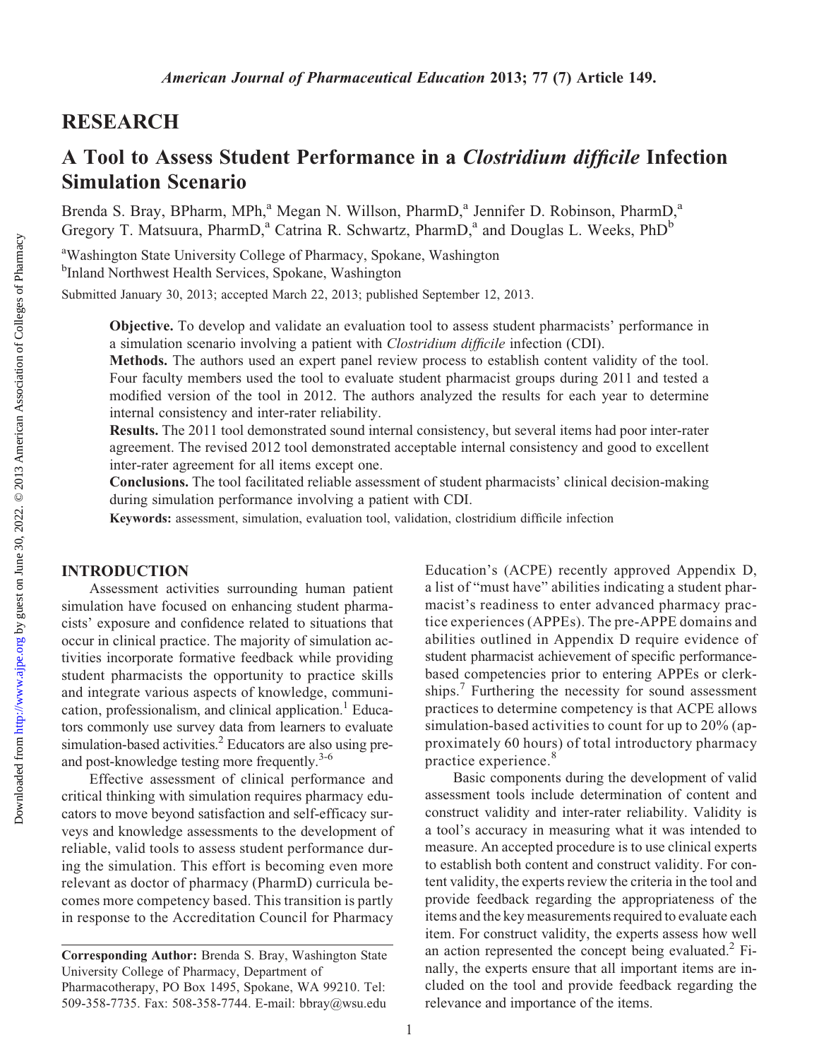## RESEARCH

# A Tool to Assess Student Performance in a *Clostridium difficile* Infection Simulation Scenario

Brenda S. Bray, BPharm, MPh,[a] Megan N. Willson, PharmD,[a] Jennifer D. Robinson, PharmD,[a] Gregory T. Matsuura, PharmD,[a] Catrina R. Schwartz, PharmD,[a] and Douglas L. Weeks, PhD[b]

[a]Washington State University College of Pharmacy, Spokane, Washington
[b]Inland Northwest Health Services, Spokane, Washington

Submitted January 30, 2013; accepted March 22, 2013; published September 12, 2013.

**Objective.** To develop and validate an evaluation tool to assess student pharmacists' performance in a simulation scenario involving a patient with *Clostridium difficile* infection (CDI).

**Methods.** The authors used an expert panel review process to establish content validity of the tool. Four faculty members used the tool to evaluate student pharmacist groups during 2011 and tested a modified version of the tool in 2012. The authors analyzed the results for each year to determine internal consistency and inter-rater reliability.

**Results.** The 2011 tool demonstrated sound internal consistency, but several items had poor inter-rater agreement. The revised 2012 tool demonstrated acceptable internal consistency and good to excellent inter-rater agreement for all items except one.

**Conclusions.** The tool facilitated reliable assessment of student pharmacists' clinical decision-making during simulation performance involving a patient with CDI.

**Keywords:** assessment, simulation, evaluation tool, validation, clostridium difficile infection

## INTRODUCTION

Assessment activities surrounding human patient simulation have focused on enhancing student pharmacists' exposure and confidence related to situations that occur in clinical practice. The majority of simulation activities incorporate formative feedback while providing student pharmacists the opportunity to practice skills and integrate various aspects of knowledge, communication, professionalism, and clinical application.[1] Educators commonly use survey data from learners to evaluate simulation-based activities.[2] Educators are also using pre- and post-knowledge testing more frequently.[3-6]

Effective assessment of clinical performance and critical thinking with simulation requires pharmacy educators to move beyond satisfaction and self-efficacy surveys and knowledge assessments to the development of reliable, valid tools to assess student performance during the simulation. This effort is becoming even more relevant as doctor of pharmacy (PharmD) curricula becomes more competency based. This transition is partly in response to the Accreditation Council for Pharmacy Education's (ACPE) recently approved Appendix D, a list of "must have" abilities indicating a student pharmacist's readiness to enter advanced pharmacy practice experiences (APPEs). The pre-APPE domains and abilities outlined in Appendix D require evidence of student pharmacist achievement of specific performance-based competencies prior to entering APPEs or clerkships.[7] Furthering the necessity for sound assessment practices to determine competency is that ACPE allows simulation-based activities to count for up to 20% (approximately 60 hours) of total introductory pharmacy practice experience.[8]

Basic components during the development of valid assessment tools include determination of content and construct validity and inter-rater reliability. Validity is a tool's accuracy in measuring what it was intended to measure. An accepted procedure is to use clinical experts to establish both content and construct validity. For content validity, the experts review the criteria in the tool and provide feedback regarding the appropriateness of the items and the key measurements required to evaluate each item. For construct validity, the experts assess how well an action represented the concept being evaluated.[2] Finally, the experts ensure that all important items are included on the tool and provide feedback regarding the relevance and importance of the items.

**Corresponding Author:** Brenda S. Bray, Washington State University College of Pharmacy, Department of Pharmacotherapy, PO Box 1495, Spokane, WA 99210. Tel: 509-358-7735. Fax: 508-358-7744. E-mail: bbray@wsu.edu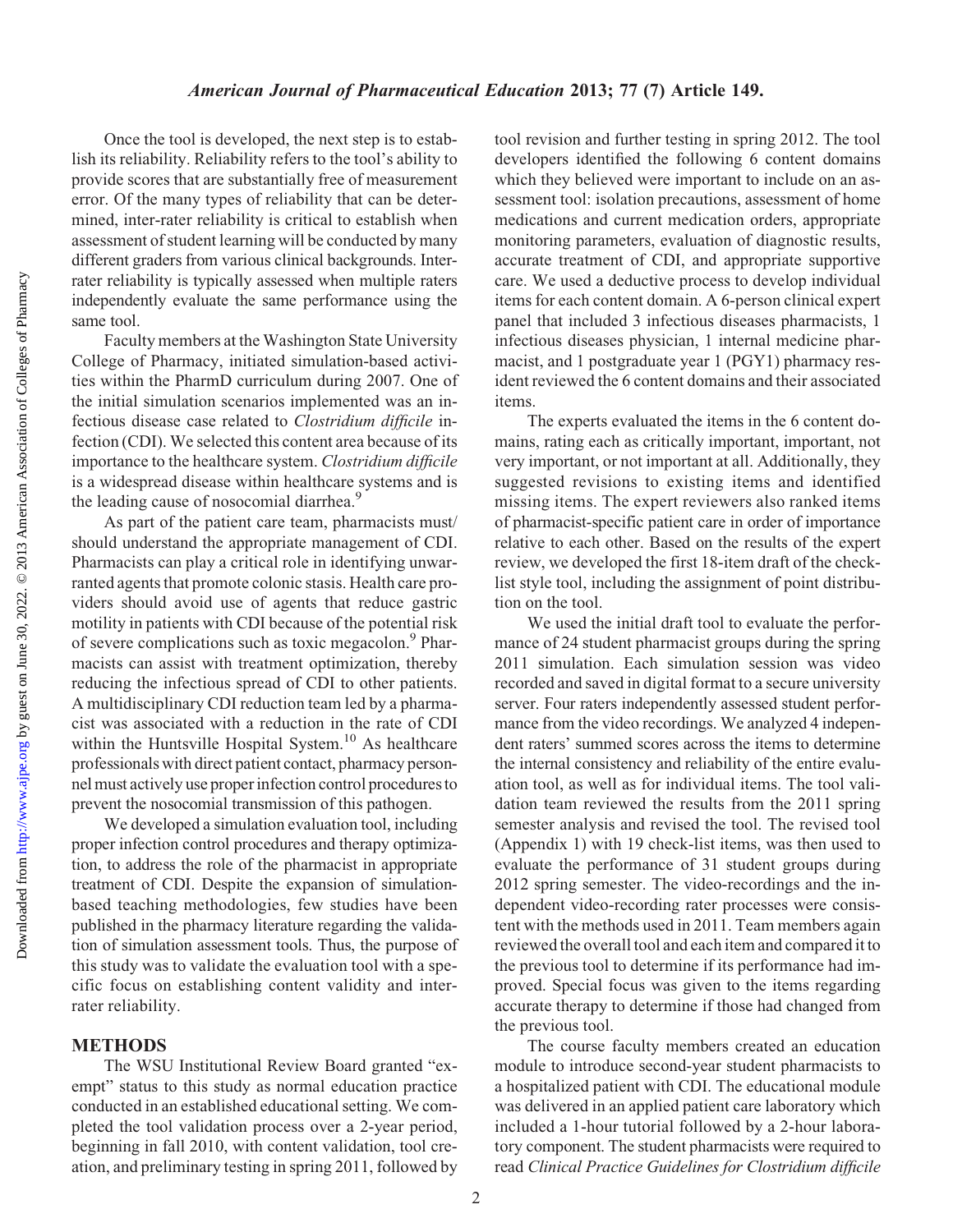Once the tool is developed, the next step is to establish its reliability. Reliability refers to the tool's ability to provide scores that are substantially free of measurement error. Of the many types of reliability that can be determined, inter-rater reliability is critical to establish when assessment of student learning will be conducted by many different graders from various clinical backgrounds. Inter-rater reliability is typically assessed when multiple raters independently evaluate the same performance using the same tool.

Faculty members at the Washington State University College of Pharmacy, initiated simulation-based activities within the PharmD curriculum during 2007. One of the initial simulation scenarios implemented was an infectious disease case related to *Clostridium difficile* infection (CDI). We selected this content area because of its importance to the healthcare system. *Clostridium difficile* is a widespread disease within healthcare systems and is the leading cause of nosocomial diarrhea.[9]

As part of the patient care team, pharmacists must/should understand the appropriate management of CDI. Pharmacists can play a critical role in identifying unwarranted agents that promote colonic stasis. Health care providers should avoid use of agents that reduce gastric motility in patients with CDI because of the potential risk of severe complications such as toxic megacolon.[9] Pharmacists can assist with treatment optimization, thereby reducing the infectious spread of CDI to other patients. A multidisciplinary CDI reduction team led by a pharmacist was associated with a reduction in the rate of CDI within the Huntsville Hospital System.[10] As healthcare professionals with direct patient contact, pharmacy personnel must actively use proper infection control procedures to prevent the nosocomial transmission of this pathogen.

We developed a simulation evaluation tool, including proper infection control procedures and therapy optimization, to address the role of the pharmacist in appropriate treatment of CDI. Despite the expansion of simulation-based teaching methodologies, few studies have been published in the pharmacy literature regarding the validation of simulation assessment tools. Thus, the purpose of this study was to validate the evaluation tool with a specific focus on establishing content validity and inter-rater reliability.

## METHODS

The WSU Institutional Review Board granted "exempt" status to this study as normal education practice conducted in an established educational setting. We completed the tool validation process over a 2-year period, beginning in fall 2010, with content validation, tool creation, and preliminary testing in spring 2011, followed by tool revision and further testing in spring 2012. The tool developers identified the following 6 content domains which they believed were important to include on an assessment tool: isolation precautions, assessment of home medications and current medication orders, appropriate monitoring parameters, evaluation of diagnostic results, accurate treatment of CDI, and appropriate supportive care. We used a deductive process to develop individual items for each content domain. A 6-person clinical expert panel that included 3 infectious diseases pharmacists, 1 infectious diseases physician, 1 internal medicine pharmacist, and 1 postgraduate year 1 (PGY1) pharmacy resident reviewed the 6 content domains and their associated items.

The experts evaluated the items in the 6 content domains, rating each as critically important, important, not very important, or not important at all. Additionally, they suggested revisions to existing items and identified missing items. The expert reviewers also ranked items of pharmacist-specific patient care in order of importance relative to each other. Based on the results of the expert review, we developed the first 18-item draft of the checklist style tool, including the assignment of point distribution on the tool.

We used the initial draft tool to evaluate the performance of 24 student pharmacist groups during the spring 2011 simulation. Each simulation session was video recorded and saved in digital format to a secure university server. Four raters independently assessed student performance from the video recordings. We analyzed 4 independent raters' summed scores across the items to determine the internal consistency and reliability of the entire evaluation tool, as well as for individual items. The tool validation team reviewed the results from the 2011 spring semester analysis and revised the tool. The revised tool (Appendix 1) with 19 check-list items, was then used to evaluate the performance of 31 student groups during 2012 spring semester. The video-recordings and the independent video-recording rater processes were consistent with the methods used in 2011. Team members again reviewed the overall tool and each item and compared it to the previous tool to determine if its performance had improved. Special focus was given to the items regarding accurate therapy to determine if those had changed from the previous tool.

The course faculty members created an education module to introduce second-year student pharmacists to a hospitalized patient with CDI. The educational module was delivered in an applied patient care laboratory which included a 1-hour tutorial followed by a 2-hour laboratory component. The student pharmacists were required to read *Clinical Practice Guidelines for Clostridium difficile*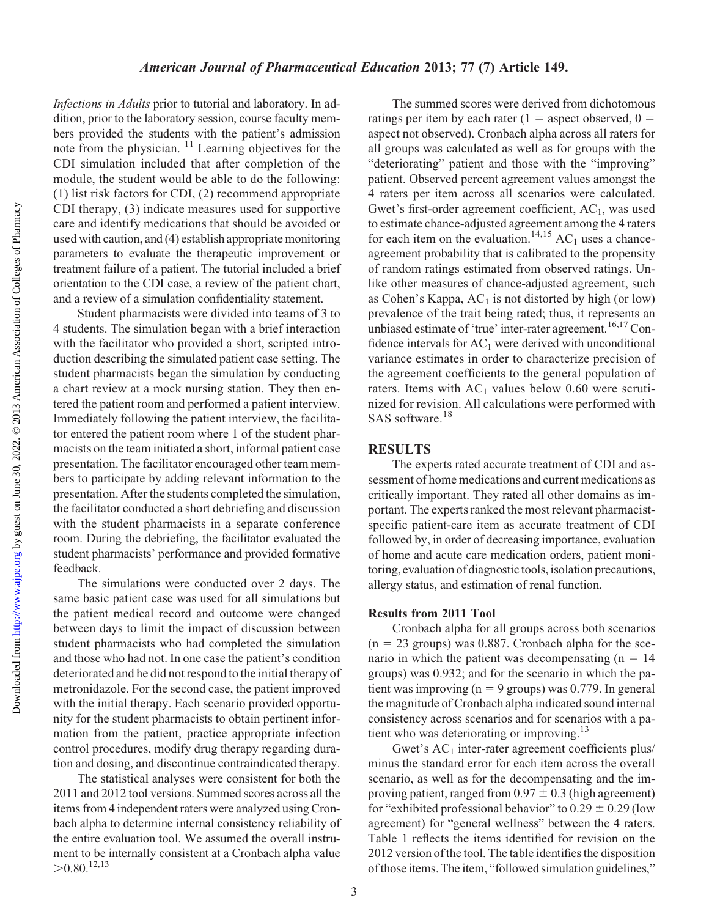*Infections in Adults* prior to tutorial and laboratory. In addition, prior to the laboratory session, course faculty members provided the students with the patient's admission note from the physician.[11] Learning objectives for the CDI simulation included that after completion of the module, the student would be able to do the following: (1) list risk factors for CDI, (2) recommend appropriate CDI therapy, (3) indicate measures used for supportive care and identify medications that should be avoided or used with caution, and (4) establish appropriate monitoring parameters to evaluate the therapeutic improvement or treatment failure of a patient. The tutorial included a brief orientation to the CDI case, a review of the patient chart, and a review of a simulation confidentiality statement.

Student pharmacists were divided into teams of 3 to 4 students. The simulation began with a brief interaction with the facilitator who provided a short, scripted introduction describing the simulated patient case setting. The student pharmacists began the simulation by conducting a chart review at a mock nursing station. They then entered the patient room and performed a patient interview. Immediately following the patient interview, the facilitator entered the patient room where 1 of the student pharmacists on the team initiated a short, informal patient case presentation. The facilitator encouraged other team members to participate by adding relevant information to the presentation. After the students completed the simulation, the facilitator conducted a short debriefing and discussion with the student pharmacists in a separate conference room. During the debriefing, the facilitator evaluated the student pharmacists' performance and provided formative feedback.

The simulations were conducted over 2 days. The same basic patient case was used for all simulations but the patient medical record and outcome were changed between days to limit the impact of discussion between student pharmacists who had completed the simulation and those who had not. In one case the patient's condition deteriorated and he did not respond to the initial therapy of metronidazole. For the second case, the patient improved with the initial therapy. Each scenario provided opportunity for the student pharmacists to obtain pertinent information from the patient, practice appropriate infection control procedures, modify drug therapy regarding duration and dosing, and discontinue contraindicated therapy.

The statistical analyses were consistent for both the 2011 and 2012 tool versions. Summed scores across all the items from 4 independent raters were analyzed using Cronbach alpha to determine internal consistency reliability of the entire evaluation tool. We assumed the overall instrument to be internally consistent at a Cronbach alpha value $>0.80$.[12,13]

The summed scores were derived from dichotomous ratings per item by each rater (1 = aspect observed, 0 = aspect not observed). Cronbach alpha across all raters for all groups was calculated as well as for groups with the "deteriorating" patient and those with the "improving" patient. Observed percent agreement values amongst the 4 raters per item across all scenarios were calculated. Gwet's first-order agreement coefficient, $AC_1$, was used to estimate chance-adjusted agreement among the 4 raters for each item on the evaluation.[14,15] $AC_1$ uses a chance-agreement probability that is calibrated to the propensity of random ratings estimated from observed ratings. Unlike other measures of chance-adjusted agreement, such as Cohen's Kappa, $AC_1$ is not distorted by high (or low) prevalence of the trait being rated; thus, it represents an unbiased estimate of 'true' inter-rater agreement.[16,17] Confidence intervals for $AC_1$ were derived with unconditional variance estimates in order to characterize precision of the agreement coefficients to the general population of raters. Items with $AC_1$ values below 0.60 were scrutinized for revision. All calculations were performed with SAS software.[18]

## RESULTS

The experts rated accurate treatment of CDI and assessment of home medications and current medications as critically important. They rated all other domains as important. The experts ranked the most relevant pharmacist-specific patient-care item as accurate treatment of CDI followed by, in order of decreasing importance, evaluation of home and acute care medication orders, patient monitoring, evaluation of diagnostic tools, isolation precautions, allergy status, and estimation of renal function.

### Results from 2011 Tool

Cronbach alpha for all groups across both scenarios ($n = 23$ groups) was 0.887. Cronbach alpha for the scenario in which the patient was decompensating ($n = 14$ groups) was 0.932; and for the scenario in which the patient was improving ($n = 9$ groups) was 0.779. In general the magnitude of Cronbach alpha indicated sound internal consistency across scenarios and for scenarios with a patient who was deteriorating or improving.[13]

Gwet's $AC_1$ inter-rater agreement coefficients plus/minus the standard error for each item across the overall scenario, as well as for the decompensating and the improving patient, ranged from $0.97 \pm 0.3$ (high agreement) for "exhibited professional behavior" to $0.29 \pm 0.29$ (low agreement) for "general wellness" between the 4 raters. Table 1 reflects the items identified for revision on the 2012 version of the tool. The table identifies the disposition of those items. The item, "followed simulation guidelines,"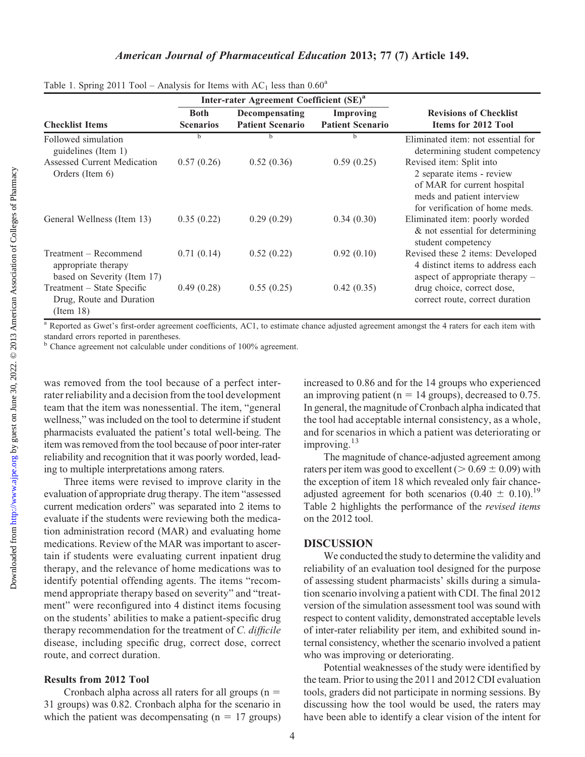Table 1. Spring 2011 Tool – Analysis for Items with $AC_1$ less than 0.60[a]

| | Inter-rater Agreement Coefficient (SE)[a] | | | |
|---|---|---|---|---|
| **Checklist Items** | **Both Scenarios** | **Decompensating Patient Scenario** | **Improving Patient Scenario** | **Revisions of Checklist Items for 2012 Tool** |
| Followed simulation guidelines (Item 1) | b | b | b | Eliminated item: not essential for determining student competency |
| Assessed Current Medication Orders (Item 6) | 0.57 (0.26) | 0.52 (0.36) | 0.59 (0.25) | Revised item: Split into 2 separate items - review of MAR for current hospital meds and patient interview for verification of home meds. |
| General Wellness (Item 13) | 0.35 (0.22) | 0.29 (0.29) | 0.34 (0.30) | Eliminated item: poorly worded & not essential for determining student competency |
| Treatment – Recommend appropriate therapy based on Severity (Item 17) | 0.71 (0.14) | 0.52 (0.22) | 0.92 (0.10) | Revised these 2 items: Developed 4 distinct items to address each aspect of appropriate therapy – drug choice, correct dose, correct route, correct duration |
| Treatment – State Specific Drug, Route and Duration (Item 18) | 0.49 (0.28) | 0.55 (0.25) | 0.42 (0.35) | |

[a] Reported as Gwet's first-order agreement coefficients, AC1, to estimate chance adjusted agreement amongst the 4 raters for each item with standard errors reported in parentheses.
[b] Chance agreement not calculable under conditions of 100% agreement.

was removed from the tool because of a perfect inter-rater reliability and a decision from the tool development team that the item was nonessential. The item, "general wellness," was included on the tool to determine if student pharmacists evaluated the patient's total well-being. The item was removed from the tool because of poor inter-rater reliability and recognition that it was poorly worded, leading to multiple interpretations among raters.

Three items were revised to improve clarity in the evaluation of appropriate drug therapy. The item "assessed current medication orders" was separated into 2 items to evaluate if the students were reviewing both the medication administration record (MAR) and evaluating home medications. Review of the MAR was important to ascertain if students were evaluating current inpatient drug therapy, and the relevance of home medications was to identify potential offending agents. The items "recommend appropriate therapy based on severity" and "treatment" were reconfigured into 4 distinct items focusing on the students' abilities to make a patient-specific drug therapy recommendation for the treatment of *C. difficile* disease, including specific drug, correct dose, correct route, and correct duration.

### Results from 2012 Tool

Cronbach alpha across all raters for all groups ($n = 31$ groups) was 0.82. Cronbach alpha for the scenario in which the patient was decompensating ($n = 17$ groups) increased to 0.86 and for the 14 groups who experienced an improving patient ($n = 14$ groups), decreased to 0.75. In general, the magnitude of Cronbach alpha indicated that the tool had acceptable internal consistency, as a whole, and for scenarios in which a patient was deteriorating or improving.[13]

The magnitude of chance-adjusted agreement among raters per item was good to excellent ($> 0.69 \pm 0.09$) with the exception of item 18 which revealed only fair chance-adjusted agreement for both scenarios ($0.40 \pm 0.10$).[19] Table 2 highlights the performance of the *revised items* on the 2012 tool.

## DISCUSSION

We conducted the study to determine the validity and reliability of an evaluation tool designed for the purpose of assessing student pharmacists' skills during a simulation scenario involving a patient with CDI. The final 2012 version of the simulation assessment tool was sound with respect to content validity, demonstrated acceptable levels of inter-rater reliability per item, and exhibited sound internal consistency, whether the scenario involved a patient who was improving or deteriorating.

Potential weaknesses of the study were identified by the team. Prior to using the 2011 and 2012 CDI evaluation tools, graders did not participate in norming sessions. By discussing how the tool would be used, the raters may have been able to identify a clear vision of the intent for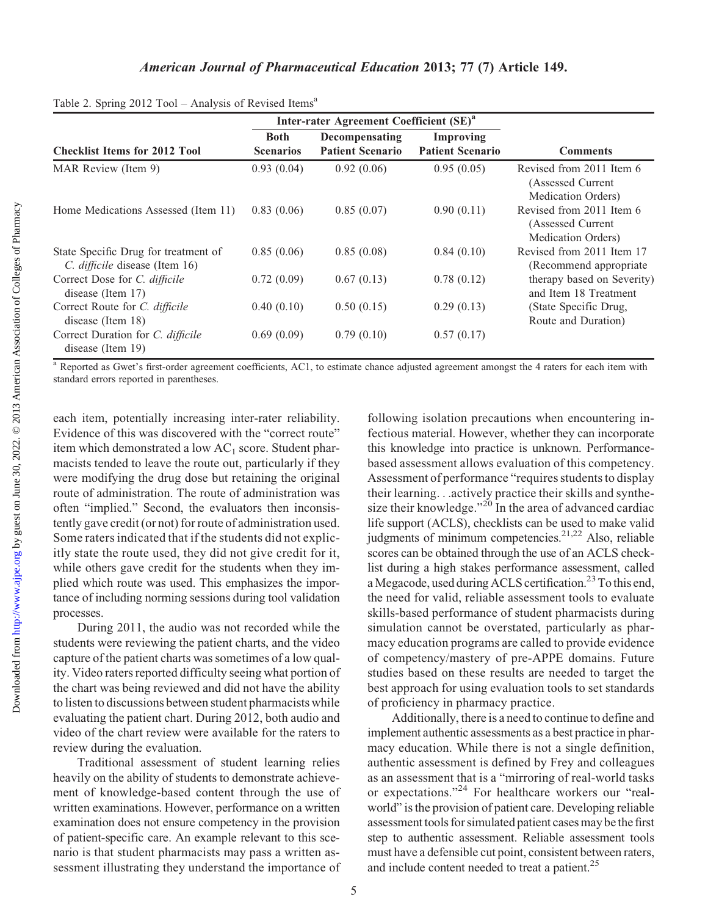Table 2. Spring 2012 Tool – Analysis of Revised Items[a]

| Checklist Items for 2012 Tool | Inter-rater Agreement Coefficient (SE)[a] | | | Comments |
|---|---|---|---|---|
| | Both Scenarios | Decompensating Patient Scenario | Improving Patient Scenario | |
| MAR Review (Item 9) | 0.93 (0.04) | 0.92 (0.06) | 0.95 (0.05) | Revised from 2011 Item 6 (Assessed Current Medication Orders) |
| Home Medications Assessed (Item 11) | 0.83 (0.06) | 0.85 (0.07) | 0.90 (0.11) | Revised from 2011 Item 6 (Assessed Current Medication Orders) |
| State Specific Drug for treatment of *C. difficile* disease (Item 16) | 0.85 (0.06) | 0.85 (0.08) | 0.84 (0.10) | Revised from 2011 Item 17 (Recommend appropriate therapy based on Severity) and Item 18 Treatment (State Specific Drug, Route and Duration) |
| Correct Dose for *C. difficile* disease (Item 17) | 0.72 (0.09) | 0.67 (0.13) | 0.78 (0.12) | |
| Correct Route for *C. difficile* disease (Item 18) | 0.40 (0.10) | 0.50 (0.15) | 0.29 (0.13) | |
| Correct Duration for *C. difficile* disease (Item 19) | 0.69 (0.09) | 0.79 (0.10) | 0.57 (0.17) | |

[a] Reported as Gwet's first-order agreement coefficients, AC1, to estimate chance adjusted agreement amongst the 4 raters for each item with standard errors reported in parentheses.

each item, potentially increasing inter-rater reliability. Evidence of this was discovered with the "correct route" item which demonstrated a low $AC_1$ score. Student pharmacists tended to leave the route out, particularly if they were modifying the drug dose but retaining the original route of administration. The route of administration was often "implied." Second, the evaluators then inconsistently gave credit (or not) for route of administration used. Some raters indicated that if the students did not explicitly state the route used, they did not give credit for it, while others gave credit for the students when they implied which route was used. This emphasizes the importance of including norming sessions during tool validation processes.

During 2011, the audio was not recorded while the students were reviewing the patient charts, and the video capture of the patient charts was sometimes of a low quality. Video raters reported difficulty seeing what portion of the chart was being reviewed and did not have the ability to listen to discussions between student pharmacists while evaluating the patient chart. During 2012, both audio and video of the chart review were available for the raters to review during the evaluation.

Traditional assessment of student learning relies heavily on the ability of students to demonstrate achievement of knowledge-based content through the use of written examinations. However, performance on a written examination does not ensure competency in the provision of patient-specific care. An example relevant to this scenario is that student pharmacists may pass a written assessment illustrating they understand the importance of following isolation precautions when encountering infectious material. However, whether they can incorporate this knowledge into practice is unknown. Performance-based assessment allows evaluation of this competency. Assessment of performance "requires students to display their learning. . .actively practice their skills and synthesize their knowledge."[20] In the area of advanced cardiac life support (ACLS), checklists can be used to make valid judgments of minimum competencies.[21,22] Also, reliable scores can be obtained through the use of an ACLS checklist during a high stakes performance assessment, called a Megacode, used during ACLS certification.[23] To this end, the need for valid, reliable assessment tools to evaluate skills-based performance of student pharmacists during simulation cannot be overstated, particularly as pharmacy education programs are called to provide evidence of competency/mastery of pre-APPE domains. Future studies based on these results are needed to target the best approach for using evaluation tools to set standards of proficiency in pharmacy practice.

Additionally, there is a need to continue to define and implement authentic assessments as a best practice in pharmacy education. While there is not a single definition, authentic assessment is defined by Frey and colleagues as an assessment that is a "mirroring of real-world tasks or expectations."[24] For healthcare workers our "real-world" is the provision of patient care. Developing reliable assessment tools for simulated patient cases may be the first step to authentic assessment. Reliable assessment tools must have a defensible cut point, consistent between raters, and include content needed to treat a patient.[25]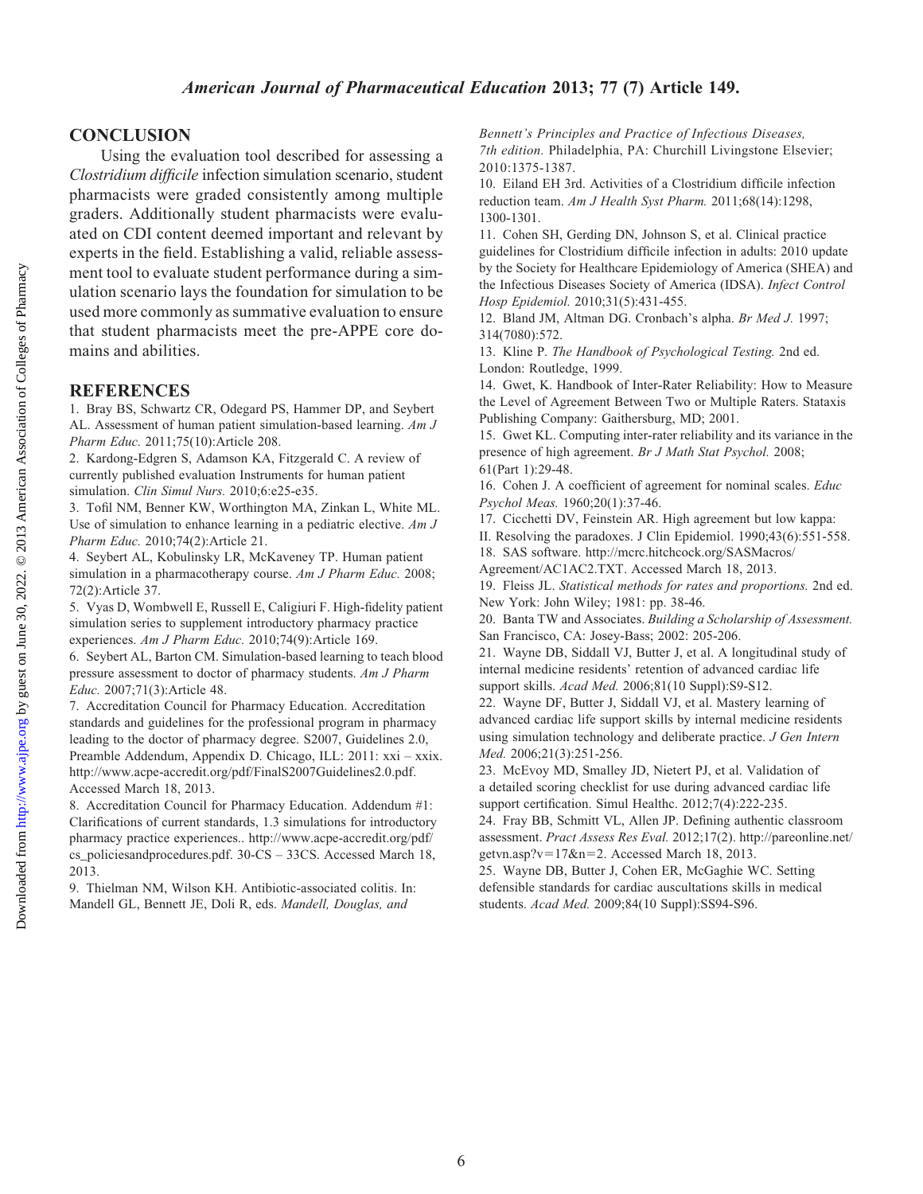## CONCLUSION

Using the evaluation tool described for assessing a *Clostridium difficile* infection simulation scenario, student pharmacists were graded consistently among multiple graders. Additionally student pharmacists were evaluated on CDI content deemed important and relevant by experts in the field. Establishing a valid, reliable assessment tool to evaluate student performance during a simulation scenario lays the foundation for simulation to be used more commonly as summative evaluation to ensure that student pharmacists meet the pre-APPE core domains and abilities.

## REFERENCES

1. Bray BS, Schwartz CR, Odegard PS, Hammer DP, and Seybert AL. Assessment of human patient simulation-based learning. *Am J Pharm Educ.* 2011;75(10):Article 208.
2. Kardong-Edgren S, Adamson KA, Fitzgerald C. A review of currently published evaluation Instruments for human patient simulation. *Clin Simul Nurs.* 2010;6:e25-e35.
3. Tofil NM, Benner KW, Worthington MA, Zinkan L, White ML. Use of simulation to enhance learning in a pediatric elective. *Am J Pharm Educ.* 2010;74(2):Article 21.
4. Seybert AL, Kobulinsky LR, McKaveney TP. Human patient simulation in a pharmacotherapy course. *Am J Pharm Educ.* 2008; 72(2):Article 37.
5. Vyas D, Wombwell E, Russell E, Caligiuri F. High-fidelity patient simulation series to supplement introductory pharmacy practice experiences. *Am J Pharm Educ.* 2010;74(9):Article 169.
6. Seybert AL, Barton CM. Simulation-based learning to teach blood pressure assessment to doctor of pharmacy students. *Am J Pharm Educ.* 2007;71(3):Article 48.
7. Accreditation Council for Pharmacy Education. Accreditation standards and guidelines for the professional program in pharmacy leading to the doctor of pharmacy degree. S2007, Guidelines 2.0, Preamble Addendum, Appendix D. Chicago, ILL: 2011: xxi – xxix. http://www.acpe-accredit.org/pdf/FinalS2007Guidelines2.0.pdf. Accessed March 18, 2013.
8. Accreditation Council for Pharmacy Education. Addendum #1: Clarifications of current standards, 1.3 simulations for introductory pharmacy practice experiences.. http://www.acpe-accredit.org/pdf/cs_policiesandprocedures.pdf. 30-CS – 33CS. Accessed March 18, 2013.
9. Thielman NM, Wilson KH. Antibiotic-associated colitis. In: Mandell GL, Bennett JE, Doli R, eds. *Mandell, Douglas, and Bennett's Principles and Practice of Infectious Diseases, 7th edition.* Philadelphia, PA: Churchill Livingstone Elsevier; 2010:1375-1387.
10. Eiland EH 3rd. Activities of a Clostridium difficile infection reduction team. *Am J Health Syst Pharm.* 2011;68(14):1298, 1300-1301.
11. Cohen SH, Gerding DN, Johnson S, et al. Clinical practice guidelines for Clostridium difficile infection in adults: 2010 update by the Society for Healthcare Epidemiology of America (SHEA) and the Infectious Diseases Society of America (IDSA). *Infect Control Hosp Epidemiol.* 2010;31(5):431-455.
12. Bland JM, Altman DG. Cronbach's alpha. *Br Med J.* 1997; 314(7080):572.
13. Kline P. *The Handbook of Psychological Testing.* 2nd ed. London: Routledge, 1999.
14. Gwet, K. Handbook of Inter-Rater Reliability: How to Measure the Level of Agreement Between Two or Multiple Raters. Stataxis Publishing Company: Gaithersburg, MD; 2001.
15. Gwet KL. Computing inter-rater reliability and its variance in the presence of high agreement. *Br J Math Stat Psychol.* 2008; 61(Part 1):29-48.
16. Cohen J. A coefficient of agreement for nominal scales. *Educ Psychol Meas.* 1960;20(1):37-46.
17. Cicchetti DV, Feinstein AR. High agreement but low kappa: II. Resolving the paradoxes. J Clin Epidemiol. 1990;43(6):551-558.
18. SAS software. http://mcrc.hitchcock.org/SASMacros/Agreement/AC1AC2.TXT. Accessed March 18, 2013.
19. Fleiss JL. *Statistical methods for rates and proportions.* 2nd ed. New York: John Wiley; 1981: pp. 38-46.
20. Banta TW and Associates. *Building a Scholarship of Assessment.* San Francisco, CA: Josey-Bass; 2002: 205-206.
21. Wayne DB, Siddall VJ, Butter J, et al. A longitudinal study of internal medicine residents' retention of advanced cardiac life support skills. *Acad Med.* 2006;81(10 Suppl):S9-S12.
22. Wayne DF, Butter J, Siddall VJ, et al. Mastery learning of advanced cardiac life support skills by internal medicine residents using simulation technology and deliberate practice. *J Gen Intern Med.* 2006;21(3):251-256.
23. McEvoy MD, Smalley JD, Nietert PJ, et al. Validation of a detailed scoring checklist for use during advanced cardiac life support certification. Simul Healthc. 2012;7(4):222-235.
24. Fray BB, Schmitt VL, Allen JP. Defining authentic classroom assessment. *Pract Assess Res Eval.* 2012;17(2). http://pareonline.net/getvn.asp?v=17&n=2. Accessed March 18, 2013.
25. Wayne DB, Butter J, Cohen ER, McGaghie WC. Setting defensible standards for cardiac auscultations skills in medical students. *Acad Med.* 2009;84(10 Suppl):SS94-S96.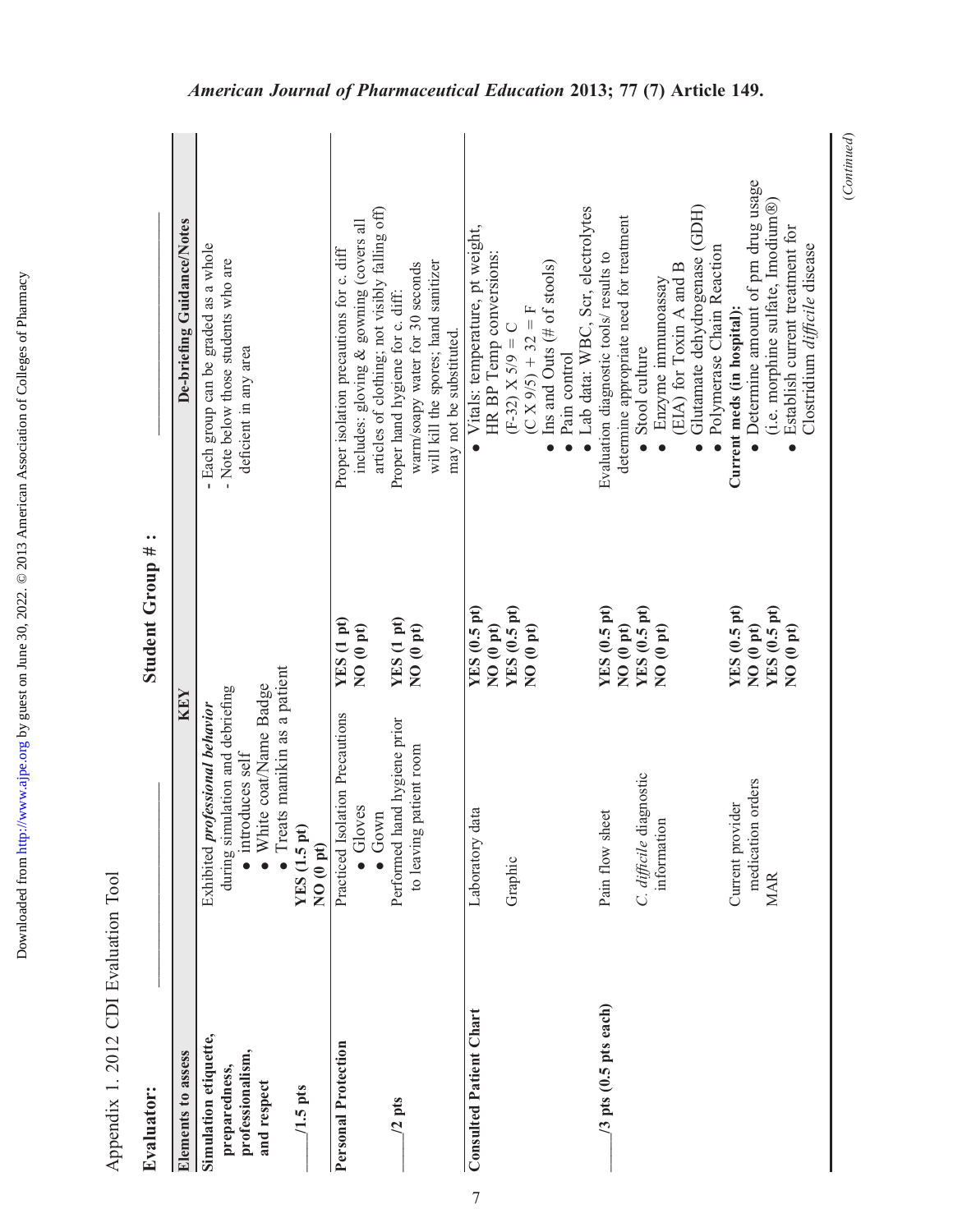Appendix 1. 2012 CDI Evaluation Tool

**Evaluator:** \_\_\_\_\_\_\_\_\_\_\_\_\_\_\_\_\_\_ **Student Group #:** \_\_\_\_\_\_\_\_\_\_

| Elements to assess | KEY | | De-briefing Guidance/Notes |
|---|---|---|---|
| **Simulation etiquette, preparedness, professionalism, and respect**<br><br>\_\_\_\_\_/1.5 pts | Exhibited *professional behavior* during simulation and debriefing<br>• introduces self<br>• White coat/Name Badge<br>• Treats manikin as a patient<br>**YES (1.5 pt)**<br>**NO (0 pt)** | | - Each group can be graded as a whole<br>- Note below those students who are deficient in any area |
| **Personal Protection**<br><br>\_\_\_\_\_/2 pts | Practiced Isolation Precautions<br>• Gloves<br>• Gown | **YES (1 pt)**<br>**NO (0 pt)** | Proper isolation precautions for c. diff includes: gloving & gowning (covers all articles of clothing; not visibly falling off) |
| | Performed hand hygiene prior to leaving patient room | **YES (1 pt)**<br>**NO (0 pt)** | Proper hand hygiene for c. diff: warm/soapy water for 30 seconds will kill the spores; hand sanitizer may not be substituted. |
| **Consulted Patient Chart**<br><br>\_\_\_\_\_/3 pts (0.5 pts each) | Laboratory data | **YES (0.5 pt)**<br>**NO (0 pt)** | • Vitals: temperature, pt weight, HR BP Temp conversions:<br>(F-32) X 5/9 = C<br>(C X 9/5) + 32 = F<br>• Ins and Outs (# of stools)<br>• Pain control<br>• Lab data: WBC, Scr, electrolytes |
| | Graphic | **YES (0.5 pt)**<br>**NO (0 pt)** | |
| | Pain flow sheet | **YES (0.5 pt)**<br>**NO (0 pt)** | Evaluation diagnostic tools/ results to determine appropriate need for treatment<br>• Stool culture<br>• Enzyme immunoassay (EIA) for Toxin A and B<br>• Glutamate dehydrogenase (GDH)<br>• Polymerase Chain Reaction |
| | *C. difficile* diagnostic information | **YES (0.5 pt)**<br>**NO (0 pt)** | |
| | Current provider medication orders | **YES (0.5 pt)**<br>**NO (0 pt)** | **Current meds (in hospital):**<br>• Determine amount of prn drug usage (i.e. morphine sulfate, Imodium®)<br>• Establish current treatment for Clostridium *difficile* disease |
| | MAR | **YES (0.5 pt)**<br>**NO (0 pt)** | |

(*Continued*)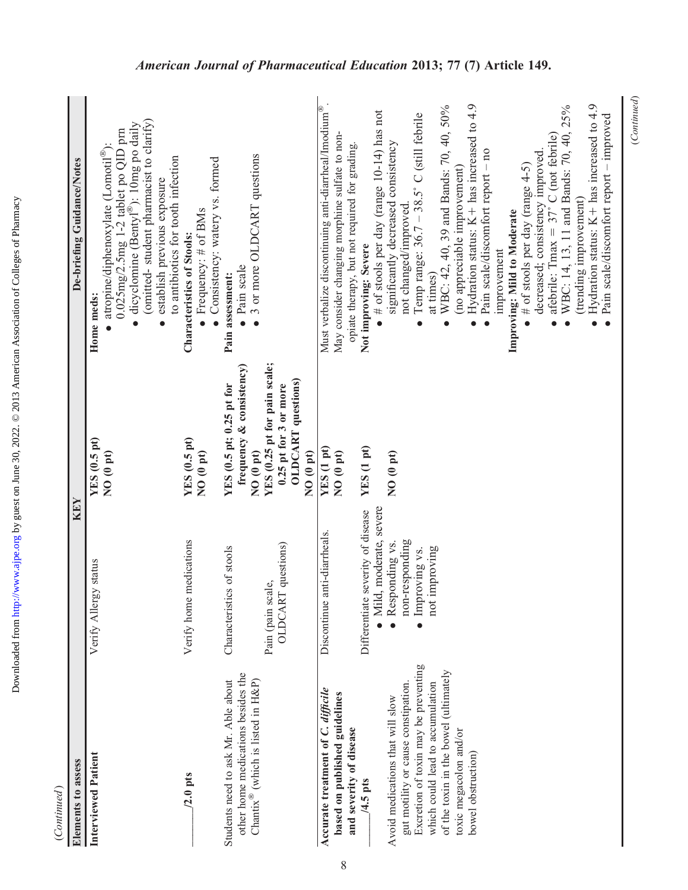(*Continued*)

| Elements to assess | KEY | | De-briefing Guidance/Notes |
|---|---|---|---|
| **Interviewed Patient** | Verify Allergy status | **YES (0.5 pt)**<br>**NO (0 pt)** | **Home meds:**<br>• atropine/diphenoxylate (Lomotil®): 0.025mg/2.5mg 1-2 tablet po QID prn<br>• dicyclomine (Bentyl®): 10mg po daily (omitted- student pharmacist to clarify)<br>• establish previous exposure to antibiotics for tooth infection |
| **_____/2.0 pts** | Verify home medications | **YES (0.5 pt)**<br>**NO (0 pt)** | **Characteristics of Stools:**<br>• Frequency: # of BMs<br>• Consistency: watery vs. formed |
| Students need to ask Mr. Able about other home medications besides the Chantix® (which is listed in H&P) | Characteristics of stools | **YES (0.5 pt; 0.25 pt for frequency & consistency)**<br>**NO (0 pt)** | **Pain assessment:**<br>• Pain scale<br>• 3 or more OLDCART questions |
| | Pain (pain scale, OLDCART questions) | **YES (0.25 pt for pain scale; 0.25 pt for 3 or more OLDCART questions)**<br>**NO (0 pt)** | |
| ***Accurate treatment of C. difficile* based on published guidelines and severity of disease** | Discontinue anti-diarrheals. | **YES (1 pt)**<br>**NO (0 pt)** | Must verbalize discontinuing anti-diarrheal/Imodium®.<br>May consider changing morphine sulfate to non-opiate therapy, but not required for grading. |
| **_____/4.5 pts**<br><br>Avoid medications that will slow gut motility or cause constipation. Excretion of toxin may be preventing which could lead to accumulation of the toxin in the bowel (ultimately toxic megacolon and/or bowel obstruction) | Differentiate severity of disease<br>• Mild, moderate, severe<br>• Responding vs. non-responding<br>• Improving vs. not improving | **YES (1 pt)**<br><br>**NO (0 pt)** | **Not improving: Severe**<br>• # of stools per day (range 10-14) has not significantly decreased consistency not changed/improved.<br>• Temp range: 36.7 – 38.5° C (still febrile at times)<br>• WBC: 42, 40, 39 and Bands: 70, 40, 50% (no appreciable improvement)<br>• Hydration status: K+ has increased to 4.9<br>• Pain scale/discomfort report – no improvement<br>**Improving: Mild to Moderate**<br>• # of stools per day (range 4-5) decreased; consistency improved.<br>• afebrile: Tmax = 37° C (not febrile)<br>• WBC: 14, 13, 11 and Bands: 70, 40, 25% (trending improvement)<br>• Hydration status: K+ has increased to 4.9<br>• Pain scale/discomfort report – improved |

(*Continued*)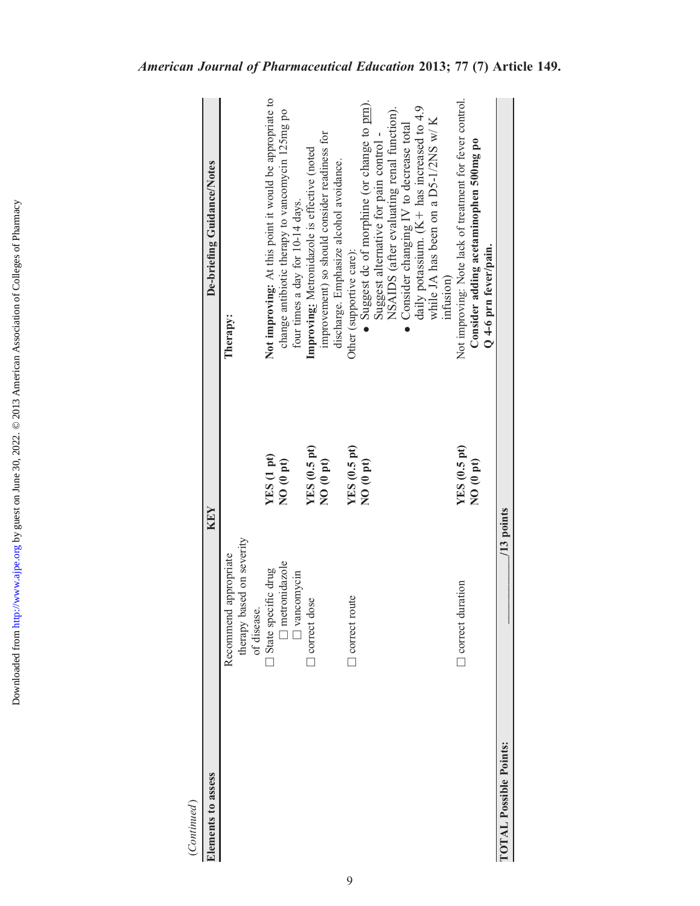(*Continued*)

| Elements to assess | KEY | | De-briefing Guidance/Notes |
|---|---|---|---|
| | Recommend appropriate therapy based on severity of disease. | | **Therapy:** |
| | ☐ State specific drug<br>☐ metronidazole<br>☐ vancomycin | **YES (1 pt)**<br>**NO (0 pt)** | **Not improving:** At this point it would be appropriate to change antibiotic therapy to vancomycin 125mg po four times a day for 10-14 days. |
| | ☐ correct dose | **YES (0.5 pt)**<br>**NO (0 pt)** | **Improving:** Metronidazole is effective (noted improvement) so should consider readiness for discharge. Emphasize alcohol avoidance. |
| | ☐ correct route | **YES (0.5 pt)**<br>**NO (0 pt)** | Other (supportive care):<br>• Suggest dc of morphine (or change to prn). Suggest alternative for pain control - NSAIDS (after evaluating renal function).<br>• Consider changing IV to decrease total daily potassium. (K+ has increased to 4.9 while JA has been on a D5-1/2NS w/ K infusion) |
| | ☐ correct duration | **YES (0.5 pt)**<br>**NO (0 pt)** | Not improving: Note lack of treatment for fever control. **Consider adding acetaminophen 500mg po Q 4-6 prn fever/pain.** |
| **TOTAL Possible Points:** | ________/13 points | | |